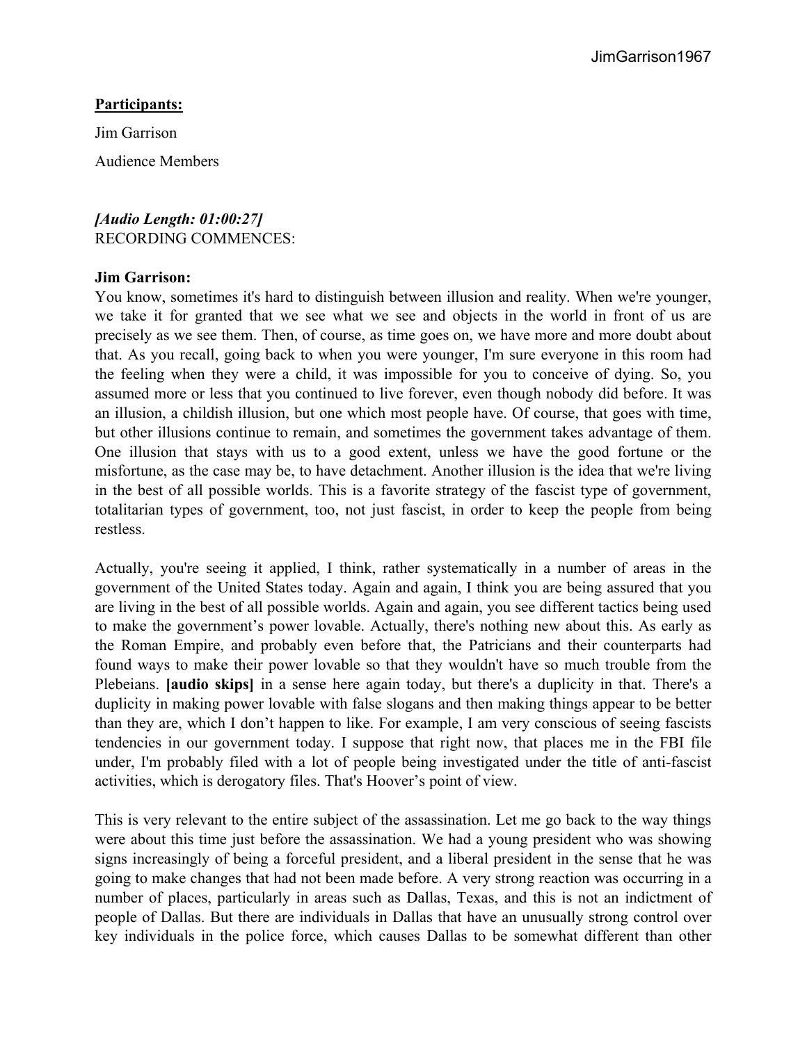**Participants:**

Jim Garrison

Audience Members

***[Audio Length: 01:00:27]***
RECORDING COMMENCES:

**Jim Garrison:**
You know, sometimes it's hard to distinguish between illusion and reality. When we're younger, we take it for granted that we see what we see and objects in the world in front of us are precisely as we see them. Then, of course, as time goes on, we have more and more doubt about that. As you recall, going back to when you were younger, I'm sure everyone in this room had the feeling when they were a child, it was impossible for you to conceive of dying. So, you assumed more or less that you continued to live forever, even though nobody did before. It was an illusion, a childish illusion, but one which most people have. Of course, that goes with time, but other illusions continue to remain, and sometimes the government takes advantage of them. One illusion that stays with us to a good extent, unless we have the good fortune or the misfortune, as the case may be, to have detachment. Another illusion is the idea that we're living in the best of all possible worlds. This is a favorite strategy of the fascist type of government, totalitarian types of government, too, not just fascist, in order to keep the people from being restless.

Actually, you're seeing it applied, I think, rather systematically in a number of areas in the government of the United States today. Again and again, I think you are being assured that you are living in the best of all possible worlds. Again and again, you see different tactics being used to make the government's power lovable. Actually, there's nothing new about this. As early as the Roman Empire, and probably even before that, the Patricians and their counterparts had found ways to make their power lovable so that they wouldn't have so much trouble from the Plebeians. **[audio skips]** in a sense here again today, but there's a duplicity in that. There's a duplicity in making power lovable with false slogans and then making things appear to be better than they are, which I don't happen to like. For example, I am very conscious of seeing fascists tendencies in our government today. I suppose that right now, that places me in the FBI file under, I'm probably filed with a lot of people being investigated under the title of anti-fascist activities, which is derogatory files. That's Hoover's point of view.

This is very relevant to the entire subject of the assassination. Let me go back to the way things were about this time just before the assassination. We had a young president who was showing signs increasingly of being a forceful president, and a liberal president in the sense that he was going to make changes that had not been made before. A very strong reaction was occurring in a number of places, particularly in areas such as Dallas, Texas, and this is not an indictment of people of Dallas. But there are individuals in Dallas that have an unusually strong control over key individuals in the police force, which causes Dallas to be somewhat different than other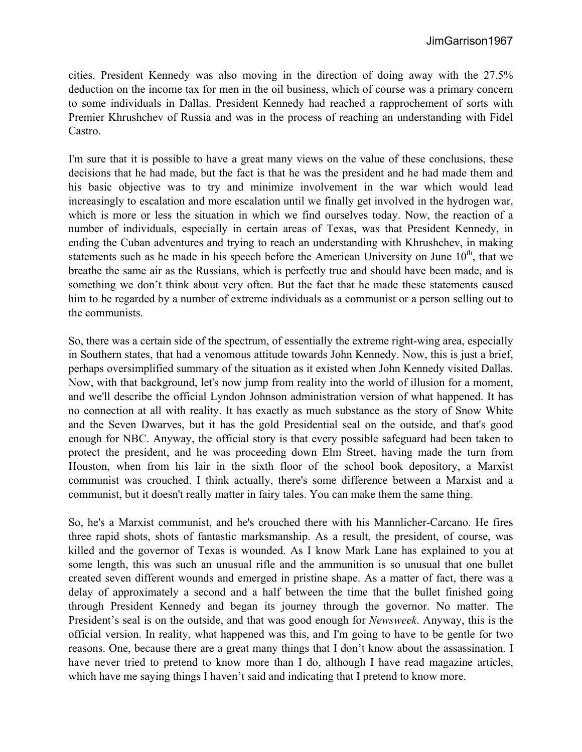cities. President Kennedy was also moving in the direction of doing away with the 27.5% deduction on the income tax for men in the oil business, which of course was a primary concern to some individuals in Dallas. President Kennedy had reached a rapprochement of sorts with Premier Khrushchev of Russia and was in the process of reaching an understanding with Fidel Castro.

I'm sure that it is possible to have a great many views on the value of these conclusions, these decisions that he had made, but the fact is that he was the president and he had made them and his basic objective was to try and minimize involvement in the war which would lead increasingly to escalation and more escalation until we finally get involved in the hydrogen war, which is more or less the situation in which we find ourselves today. Now, the reaction of a number of individuals, especially in certain areas of Texas, was that President Kennedy, in ending the Cuban adventures and trying to reach an understanding with Khrushchev, in making statements such as he made in his speech before the American University on June 10th, that we breathe the same air as the Russians, which is perfectly true and should have been made, and is something we don't think about very often. But the fact that he made these statements caused him to be regarded by a number of extreme individuals as a communist or a person selling out to the communists.

So, there was a certain side of the spectrum, of essentially the extreme right-wing area, especially in Southern states, that had a venomous attitude towards John Kennedy. Now, this is just a brief, perhaps oversimplified summary of the situation as it existed when John Kennedy visited Dallas. Now, with that background, let's now jump from reality into the world of illusion for a moment, and we'll describe the official Lyndon Johnson administration version of what happened. It has no connection at all with reality. It has exactly as much substance as the story of Snow White and the Seven Dwarves, but it has the gold Presidential seal on the outside, and that's good enough for NBC. Anyway, the official story is that every possible safeguard had been taken to protect the president, and he was proceeding down Elm Street, having made the turn from Houston, when from his lair in the sixth floor of the school book depository, a Marxist communist was crouched. I think actually, there's some difference between a Marxist and a communist, but it doesn't really matter in fairy tales. You can make them the same thing.

So, he's a Marxist communist, and he's crouched there with his Mannlicher-Carcano. He fires three rapid shots, shots of fantastic marksmanship. As a result, the president, of course, was killed and the governor of Texas is wounded. As I know Mark Lane has explained to you at some length, this was such an unusual rifle and the ammunition is so unusual that one bullet created seven different wounds and emerged in pristine shape. As a matter of fact, there was a delay of approximately a second and a half between the time that the bullet finished going through President Kennedy and began its journey through the governor. No matter. The President's seal is on the outside, and that was good enough for *Newsweek*. Anyway, this is the official version. In reality, what happened was this, and I'm going to have to be gentle for two reasons. One, because there are a great many things that I don't know about the assassination. I have never tried to pretend to know more than I do, although I have read magazine articles, which have me saying things I haven't said and indicating that I pretend to know more.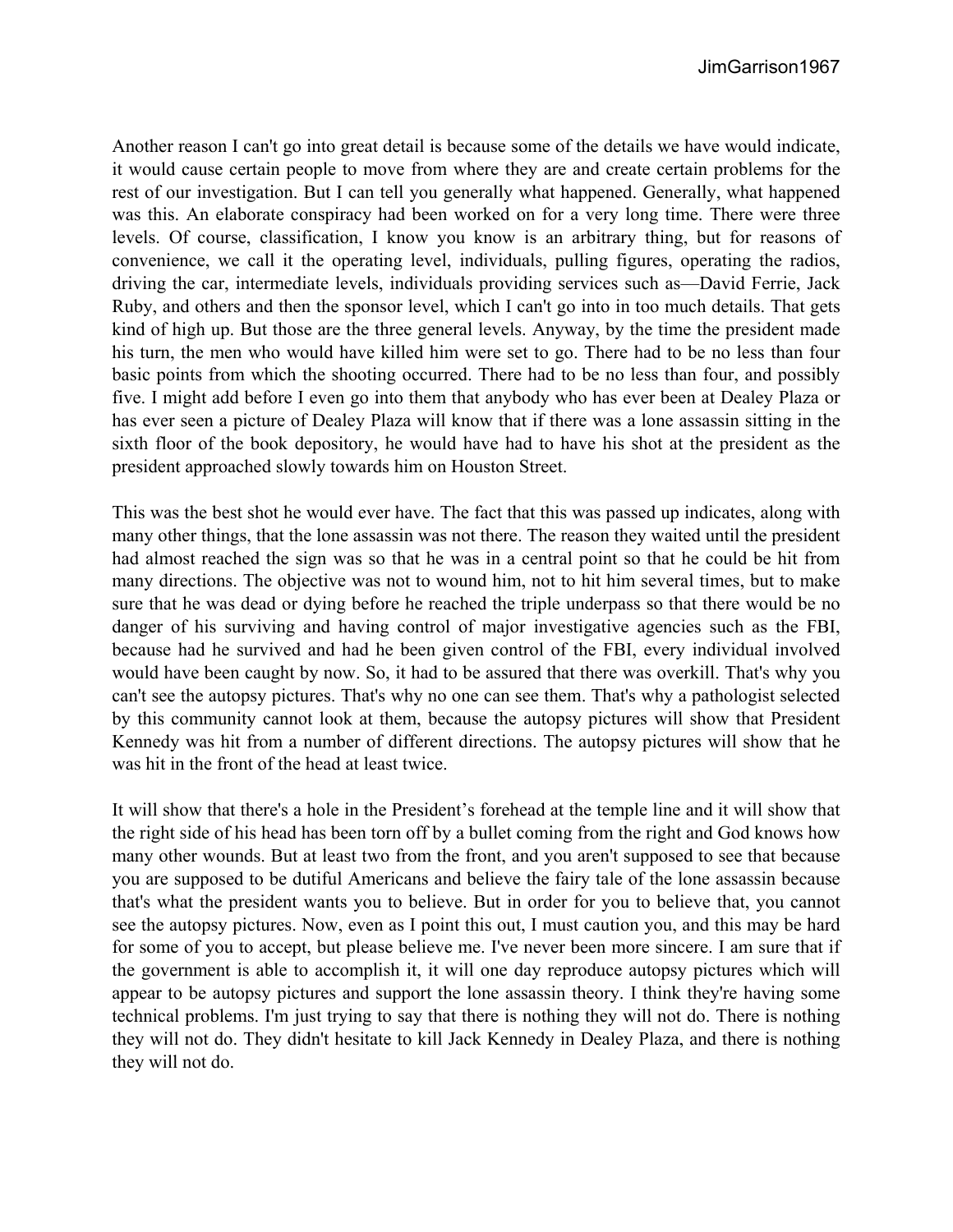Another reason I can't go into great detail is because some of the details we have would indicate, it would cause certain people to move from where they are and create certain problems for the rest of our investigation. But I can tell you generally what happened. Generally, what happened was this. An elaborate conspiracy had been worked on for a very long time. There were three levels. Of course, classification, I know you know is an arbitrary thing, but for reasons of convenience, we call it the operating level, individuals, pulling figures, operating the radios, driving the car, intermediate levels, individuals providing services such as—David Ferrie, Jack Ruby, and others and then the sponsor level, which I can't go into in too much details. That gets kind of high up. But those are the three general levels. Anyway, by the time the president made his turn, the men who would have killed him were set to go. There had to be no less than four basic points from which the shooting occurred. There had to be no less than four, and possibly five. I might add before I even go into them that anybody who has ever been at Dealey Plaza or has ever seen a picture of Dealey Plaza will know that if there was a lone assassin sitting in the sixth floor of the book depository, he would have had to have his shot at the president as the president approached slowly towards him on Houston Street.

This was the best shot he would ever have. The fact that this was passed up indicates, along with many other things, that the lone assassin was not there. The reason they waited until the president had almost reached the sign was so that he was in a central point so that he could be hit from many directions. The objective was not to wound him, not to hit him several times, but to make sure that he was dead or dying before he reached the triple underpass so that there would be no danger of his surviving and having control of major investigative agencies such as the FBI, because had he survived and had he been given control of the FBI, every individual involved would have been caught by now. So, it had to be assured that there was overkill. That's why you can't see the autopsy pictures. That's why no one can see them. That's why a pathologist selected by this community cannot look at them, because the autopsy pictures will show that President Kennedy was hit from a number of different directions. The autopsy pictures will show that he was hit in the front of the head at least twice.

It will show that there's a hole in the President's forehead at the temple line and it will show that the right side of his head has been torn off by a bullet coming from the right and God knows how many other wounds. But at least two from the front, and you aren't supposed to see that because you are supposed to be dutiful Americans and believe the fairy tale of the lone assassin because that's what the president wants you to believe. But in order for you to believe that, you cannot see the autopsy pictures. Now, even as I point this out, I must caution you, and this may be hard for some of you to accept, but please believe me. I've never been more sincere. I am sure that if the government is able to accomplish it, it will one day reproduce autopsy pictures which will appear to be autopsy pictures and support the lone assassin theory. I think they're having some technical problems. I'm just trying to say that there is nothing they will not do. There is nothing they will not do. They didn't hesitate to kill Jack Kennedy in Dealey Plaza, and there is nothing they will not do.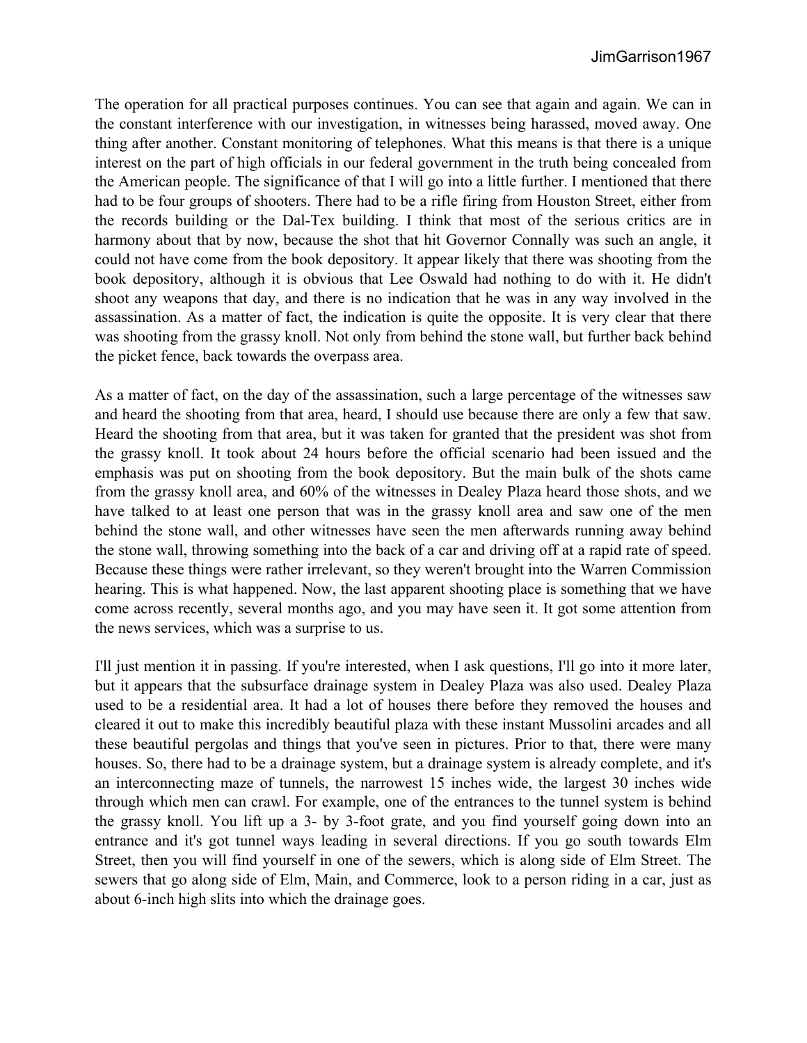The operation for all practical purposes continues. You can see that again and again. We can in the constant interference with our investigation, in witnesses being harassed, moved away. One thing after another. Constant monitoring of telephones. What this means is that there is a unique interest on the part of high officials in our federal government in the truth being concealed from the American people. The significance of that I will go into a little further. I mentioned that there had to be four groups of shooters. There had to be a rifle firing from Houston Street, either from the records building or the Dal-Tex building. I think that most of the serious critics are in harmony about that by now, because the shot that hit Governor Connally was such an angle, it could not have come from the book depository. It appear likely that there was shooting from the book depository, although it is obvious that Lee Oswald had nothing to do with it. He didn't shoot any weapons that day, and there is no indication that he was in any way involved in the assassination. As a matter of fact, the indication is quite the opposite. It is very clear that there was shooting from the grassy knoll. Not only from behind the stone wall, but further back behind the picket fence, back towards the overpass area.

As a matter of fact, on the day of the assassination, such a large percentage of the witnesses saw and heard the shooting from that area, heard, I should use because there are only a few that saw. Heard the shooting from that area, but it was taken for granted that the president was shot from the grassy knoll. It took about 24 hours before the official scenario had been issued and the emphasis was put on shooting from the book depository. But the main bulk of the shots came from the grassy knoll area, and 60% of the witnesses in Dealey Plaza heard those shots, and we have talked to at least one person that was in the grassy knoll area and saw one of the men behind the stone wall, and other witnesses have seen the men afterwards running away behind the stone wall, throwing something into the back of a car and driving off at a rapid rate of speed. Because these things were rather irrelevant, so they weren't brought into the Warren Commission hearing. This is what happened. Now, the last apparent shooting place is something that we have come across recently, several months ago, and you may have seen it. It got some attention from the news services, which was a surprise to us.

I'll just mention it in passing. If you're interested, when I ask questions, I'll go into it more later, but it appears that the subsurface drainage system in Dealey Plaza was also used. Dealey Plaza used to be a residential area. It had a lot of houses there before they removed the houses and cleared it out to make this incredibly beautiful plaza with these instant Mussolini arcades and all these beautiful pergolas and things that you've seen in pictures. Prior to that, there were many houses. So, there had to be a drainage system, but a drainage system is already complete, and it's an interconnecting maze of tunnels, the narrowest 15 inches wide, the largest 30 inches wide through which men can crawl. For example, one of the entrances to the tunnel system is behind the grassy knoll. You lift up a 3- by 3-foot grate, and you find yourself going down into an entrance and it's got tunnel ways leading in several directions. If you go south towards Elm Street, then you will find yourself in one of the sewers, which is along side of Elm Street. The sewers that go along side of Elm, Main, and Commerce, look to a person riding in a car, just as about 6-inch high slits into which the drainage goes.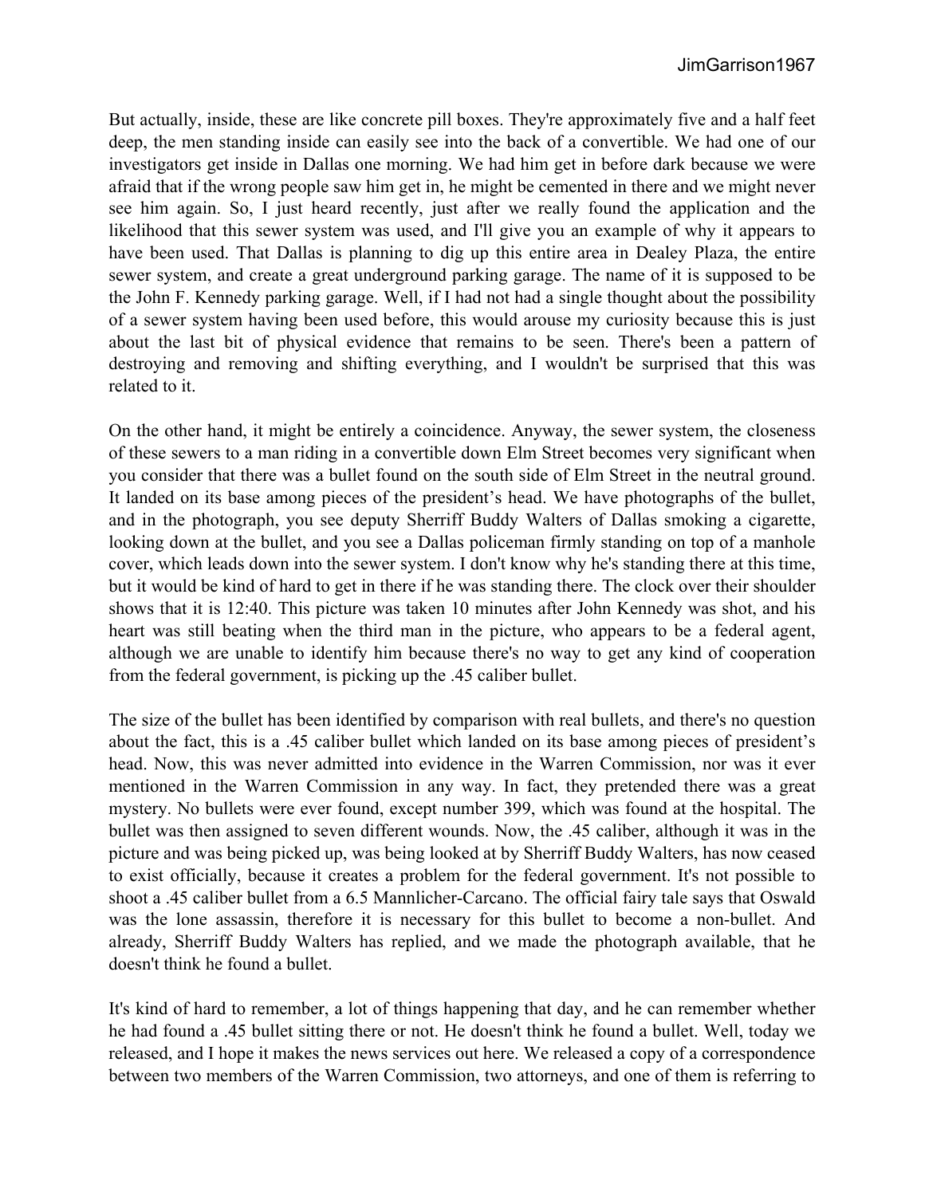But actually, inside, these are like concrete pill boxes. They're approximately five and a half feet deep, the men standing inside can easily see into the back of a convertible. We had one of our investigators get inside in Dallas one morning. We had him get in before dark because we were afraid that if the wrong people saw him get in, he might be cemented in there and we might never see him again. So, I just heard recently, just after we really found the application and the likelihood that this sewer system was used, and I'll give you an example of why it appears to have been used. That Dallas is planning to dig up this entire area in Dealey Plaza, the entire sewer system, and create a great underground parking garage. The name of it is supposed to be the John F. Kennedy parking garage. Well, if I had not had a single thought about the possibility of a sewer system having been used before, this would arouse my curiosity because this is just about the last bit of physical evidence that remains to be seen. There's been a pattern of destroying and removing and shifting everything, and I wouldn't be surprised that this was related to it.

On the other hand, it might be entirely a coincidence. Anyway, the sewer system, the closeness of these sewers to a man riding in a convertible down Elm Street becomes very significant when you consider that there was a bullet found on the south side of Elm Street in the neutral ground. It landed on its base among pieces of the president's head. We have photographs of the bullet, and in the photograph, you see deputy Sherriff Buddy Walters of Dallas smoking a cigarette, looking down at the bullet, and you see a Dallas policeman firmly standing on top of a manhole cover, which leads down into the sewer system. I don't know why he's standing there at this time, but it would be kind of hard to get in there if he was standing there. The clock over their shoulder shows that it is 12:40. This picture was taken 10 minutes after John Kennedy was shot, and his heart was still beating when the third man in the picture, who appears to be a federal agent, although we are unable to identify him because there's no way to get any kind of cooperation from the federal government, is picking up the .45 caliber bullet.

The size of the bullet has been identified by comparison with real bullets, and there's no question about the fact, this is a .45 caliber bullet which landed on its base among pieces of president's head. Now, this was never admitted into evidence in the Warren Commission, nor was it ever mentioned in the Warren Commission in any way. In fact, they pretended there was a great mystery. No bullets were ever found, except number 399, which was found at the hospital. The bullet was then assigned to seven different wounds. Now, the .45 caliber, although it was in the picture and was being picked up, was being looked at by Sherriff Buddy Walters, has now ceased to exist officially, because it creates a problem for the federal government. It's not possible to shoot a .45 caliber bullet from a 6.5 Mannlicher-Carcano. The official fairy tale says that Oswald was the lone assassin, therefore it is necessary for this bullet to become a non-bullet. And already, Sherriff Buddy Walters has replied, and we made the photograph available, that he doesn't think he found a bullet.

It's kind of hard to remember, a lot of things happening that day, and he can remember whether he had found a .45 bullet sitting there or not. He doesn't think he found a bullet. Well, today we released, and I hope it makes the news services out here. We released a copy of a correspondence between two members of the Warren Commission, two attorneys, and one of them is referring to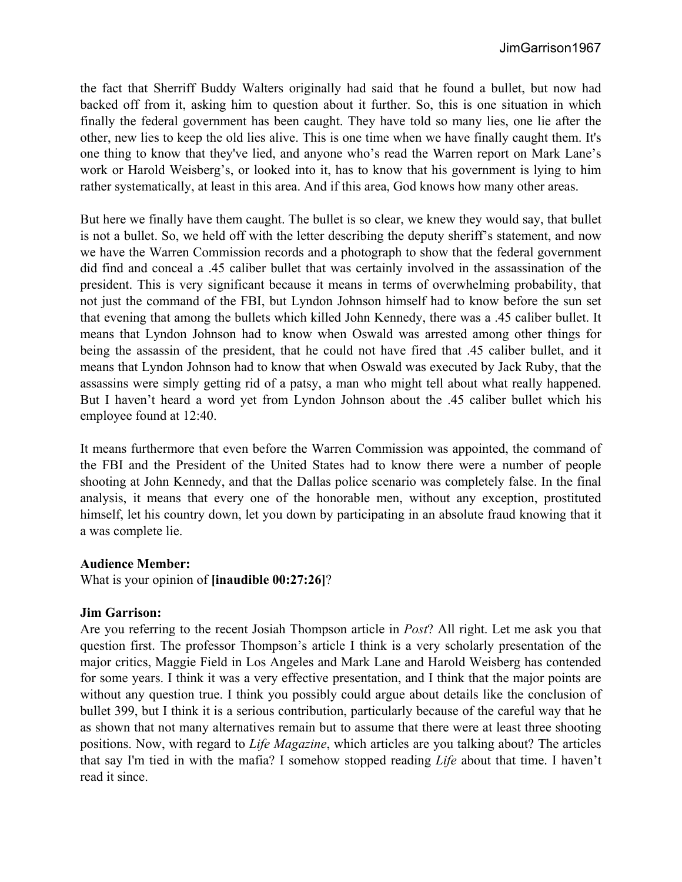the fact that Sherriff Buddy Walters originally had said that he found a bullet, but now had backed off from it, asking him to question about it further. So, this is one situation in which finally the federal government has been caught. They have told so many lies, one lie after the other, new lies to keep the old lies alive. This is one time when we have finally caught them. It's one thing to know that they've lied, and anyone who's read the Warren report on Mark Lane's work or Harold Weisberg's, or looked into it, has to know that his government is lying to him rather systematically, at least in this area. And if this area, God knows how many other areas.

But here we finally have them caught. The bullet is so clear, we knew they would say, that bullet is not a bullet. So, we held off with the letter describing the deputy sheriff's statement, and now we have the Warren Commission records and a photograph to show that the federal government did find and conceal a .45 caliber bullet that was certainly involved in the assassination of the president. This is very significant because it means in terms of overwhelming probability, that not just the command of the FBI, but Lyndon Johnson himself had to know before the sun set that evening that among the bullets which killed John Kennedy, there was a .45 caliber bullet. It means that Lyndon Johnson had to know when Oswald was arrested among other things for being the assassin of the president, that he could not have fired that .45 caliber bullet, and it means that Lyndon Johnson had to know that when Oswald was executed by Jack Ruby, that the assassins were simply getting rid of a patsy, a man who might tell about what really happened. But I haven't heard a word yet from Lyndon Johnson about the .45 caliber bullet which his employee found at 12:40.

It means furthermore that even before the Warren Commission was appointed, the command of the FBI and the President of the United States had to know there were a number of people shooting at John Kennedy, and that the Dallas police scenario was completely false. In the final analysis, it means that every one of the honorable men, without any exception, prostituted himself, let his country down, let you down by participating in an absolute fraud knowing that it a was complete lie.

**Audience Member:**
What is your opinion of **[inaudible 00:27:26]**?

**Jim Garrison:**
Are you referring to the recent Josiah Thompson article in *Post*? All right. Let me ask you that question first. The professor Thompson's article I think is a very scholarly presentation of the major critics, Maggie Field in Los Angeles and Mark Lane and Harold Weisberg has contended for some years. I think it was a very effective presentation, and I think that the major points are without any question true. I think you possibly could argue about details like the conclusion of bullet 399, but I think it is a serious contribution, particularly because of the careful way that he as shown that not many alternatives remain but to assume that there were at least three shooting positions. Now, with regard to *Life Magazine*, which articles are you talking about? The articles that say I'm tied in with the mafia? I somehow stopped reading *Life* about that time. I haven't read it since.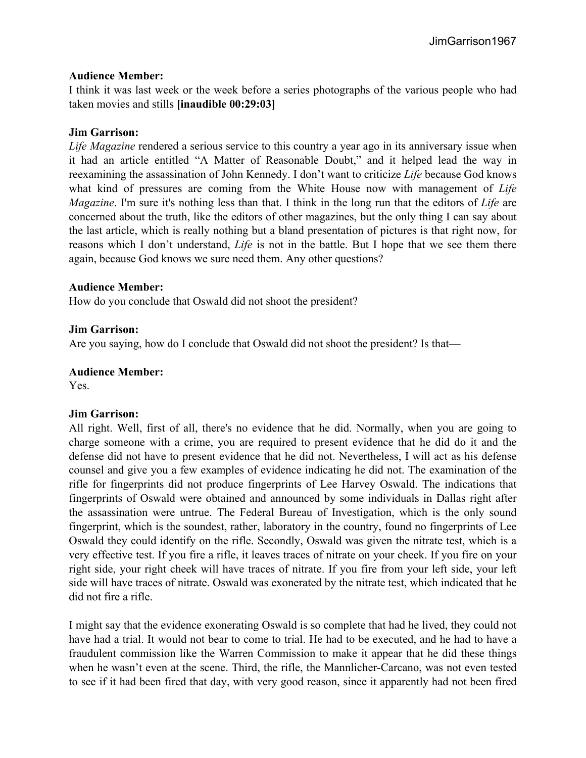**Audience Member:**
I think it was last week or the week before a series photographs of the various people who had taken movies and stills **[inaudible 00:29:03]**

**Jim Garrison:**
*Life Magazine* rendered a serious service to this country a year ago in its anniversary issue when it had an article entitled "A Matter of Reasonable Doubt," and it helped lead the way in reexamining the assassination of John Kennedy. I don't want to criticize *Life* because God knows what kind of pressures are coming from the White House now with management of *Life Magazine*. I'm sure it's nothing less than that. I think in the long run that the editors of *Life* are concerned about the truth, like the editors of other magazines, but the only thing I can say about the last article, which is really nothing but a bland presentation of pictures is that right now, for reasons which I don't understand, *Life* is not in the battle. But I hope that we see them there again, because God knows we sure need them. Any other questions?

**Audience Member:**
How do you conclude that Oswald did not shoot the president?

**Jim Garrison:**
Are you saying, how do I conclude that Oswald did not shoot the president? Is that—

**Audience Member:**
Yes.

**Jim Garrison:**
All right. Well, first of all, there's no evidence that he did. Normally, when you are going to charge someone with a crime, you are required to present evidence that he did do it and the defense did not have to present evidence that he did not. Nevertheless, I will act as his defense counsel and give you a few examples of evidence indicating he did not. The examination of the rifle for fingerprints did not produce fingerprints of Lee Harvey Oswald. The indications that fingerprints of Oswald were obtained and announced by some individuals in Dallas right after the assassination were untrue. The Federal Bureau of Investigation, which is the only sound fingerprint, which is the soundest, rather, laboratory in the country, found no fingerprints of Lee Oswald they could identify on the rifle. Secondly, Oswald was given the nitrate test, which is a very effective test. If you fire a rifle, it leaves traces of nitrate on your cheek. If you fire on your right side, your right cheek will have traces of nitrate. If you fire from your left side, your left side will have traces of nitrate. Oswald was exonerated by the nitrate test, which indicated that he did not fire a rifle.

I might say that the evidence exonerating Oswald is so complete that had he lived, they could not have had a trial. It would not bear to come to trial. He had to be executed, and he had to have a fraudulent commission like the Warren Commission to make it appear that he did these things when he wasn't even at the scene. Third, the rifle, the Mannlicher-Carcano, was not even tested to see if it had been fired that day, with very good reason, since it apparently had not been fired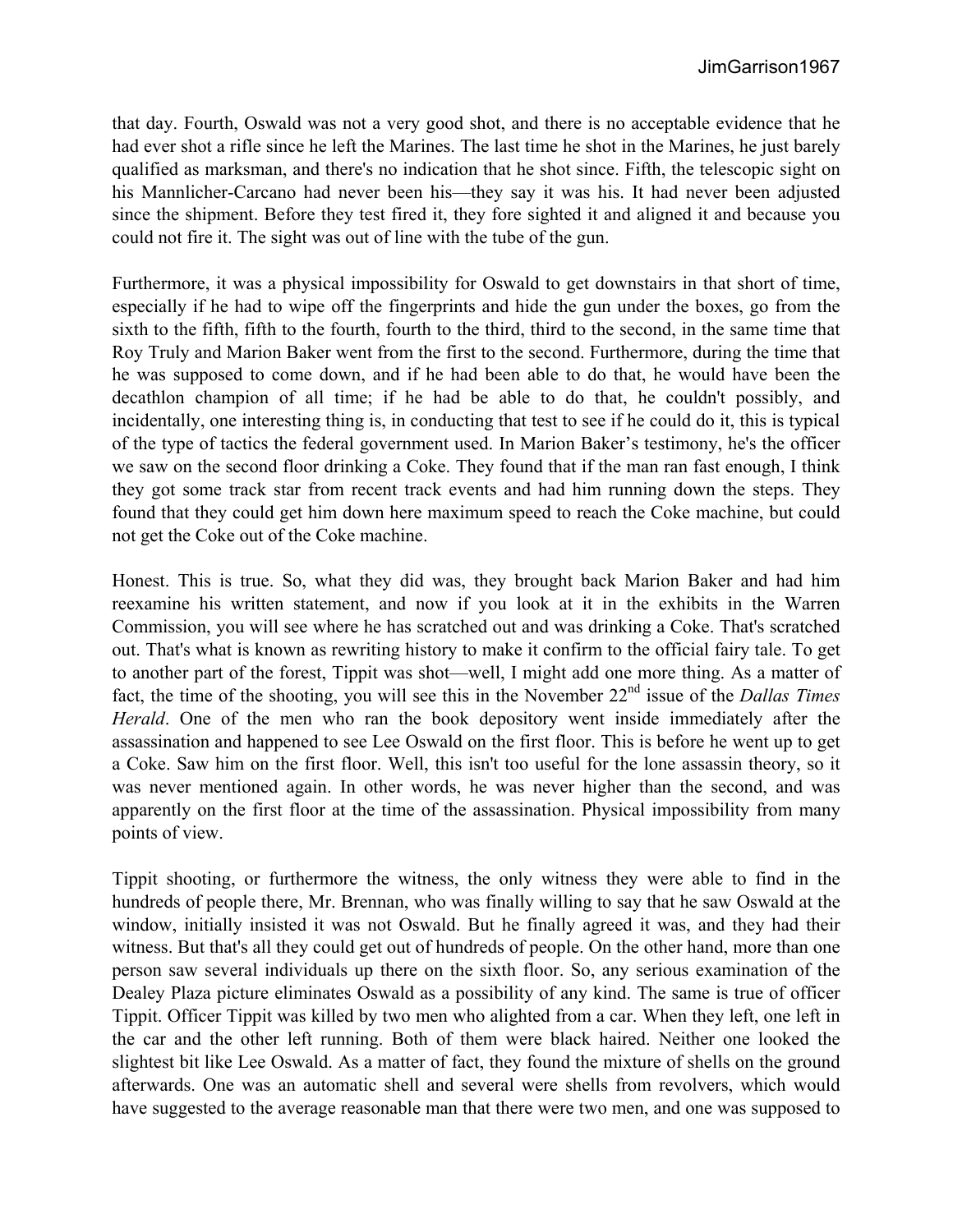that day. Fourth, Oswald was not a very good shot, and there is no acceptable evidence that he had ever shot a rifle since he left the Marines. The last time he shot in the Marines, he just barely qualified as marksman, and there's no indication that he shot since. Fifth, the telescopic sight on his Mannlicher-Carcano had never been his—they say it was his. It had never been adjusted since the shipment. Before they test fired it, they fore sighted it and aligned it and because you could not fire it. The sight was out of line with the tube of the gun.

Furthermore, it was a physical impossibility for Oswald to get downstairs in that short of time, especially if he had to wipe off the fingerprints and hide the gun under the boxes, go from the sixth to the fifth, fifth to the fourth, fourth to the third, third to the second, in the same time that Roy Truly and Marion Baker went from the first to the second. Furthermore, during the time that he was supposed to come down, and if he had been able to do that, he would have been the decathlon champion of all time; if he had be able to do that, he couldn't possibly, and incidentally, one interesting thing is, in conducting that test to see if he could do it, this is typical of the type of tactics the federal government used. In Marion Baker's testimony, he's the officer we saw on the second floor drinking a Coke. They found that if the man ran fast enough, I think they got some track star from recent track events and had him running down the steps. They found that they could get him down here maximum speed to reach the Coke machine, but could not get the Coke out of the Coke machine.

Honest. This is true. So, what they did was, they brought back Marion Baker and had him reexamine his written statement, and now if you look at it in the exhibits in the Warren Commission, you will see where he has scratched out and was drinking a Coke. That's scratched out. That's what is known as rewriting history to make it confirm to the official fairy tale. To get to another part of the forest, Tippit was shot—well, I might add one more thing. As a matter of fact, the time of the shooting, you will see this in the November 22nd issue of the *Dallas Times Herald*. One of the men who ran the book depository went inside immediately after the assassination and happened to see Lee Oswald on the first floor. This is before he went up to get a Coke. Saw him on the first floor. Well, this isn't too useful for the lone assassin theory, so it was never mentioned again. In other words, he was never higher than the second, and was apparently on the first floor at the time of the assassination. Physical impossibility from many points of view.

Tippit shooting, or furthermore the witness, the only witness they were able to find in the hundreds of people there, Mr. Brennan, who was finally willing to say that he saw Oswald at the window, initially insisted it was not Oswald. But he finally agreed it was, and they had their witness. But that's all they could get out of hundreds of people. On the other hand, more than one person saw several individuals up there on the sixth floor. So, any serious examination of the Dealey Plaza picture eliminates Oswald as a possibility of any kind. The same is true of officer Tippit. Officer Tippit was killed by two men who alighted from a car. When they left, one left in the car and the other left running. Both of them were black haired. Neither one looked the slightest bit like Lee Oswald. As a matter of fact, they found the mixture of shells on the ground afterwards. One was an automatic shell and several were shells from revolvers, which would have suggested to the average reasonable man that there were two men, and one was supposed to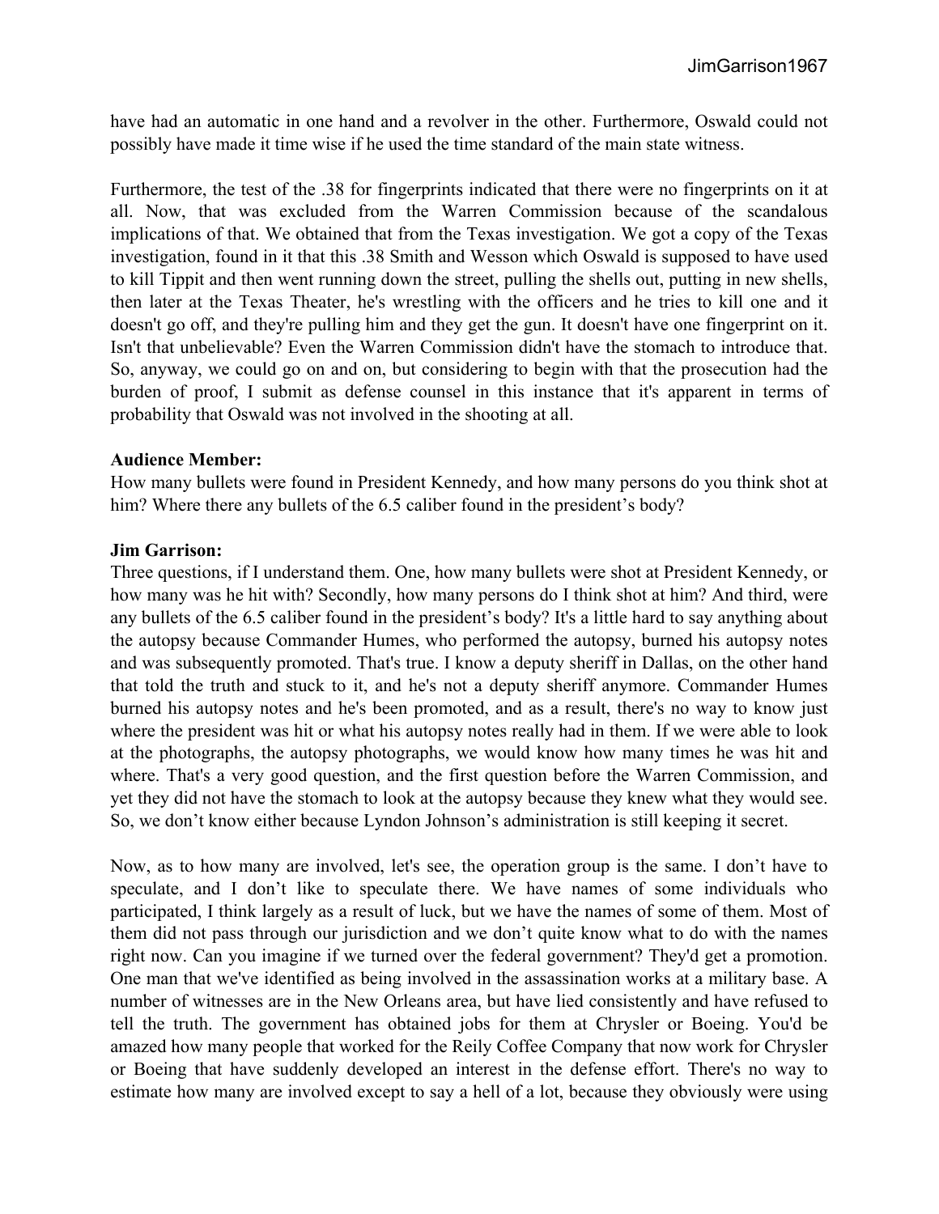have had an automatic in one hand and a revolver in the other. Furthermore, Oswald could not possibly have made it time wise if he used the time standard of the main state witness.

Furthermore, the test of the .38 for fingerprints indicated that there were no fingerprints on it at all. Now, that was excluded from the Warren Commission because of the scandalous implications of that. We obtained that from the Texas investigation. We got a copy of the Texas investigation, found in it that this .38 Smith and Wesson which Oswald is supposed to have used to kill Tippit and then went running down the street, pulling the shells out, putting in new shells, then later at the Texas Theater, he's wrestling with the officers and he tries to kill one and it doesn't go off, and they're pulling him and they get the gun. It doesn't have one fingerprint on it. Isn't that unbelievable? Even the Warren Commission didn't have the stomach to introduce that. So, anyway, we could go on and on, but considering to begin with that the prosecution had the burden of proof, I submit as defense counsel in this instance that it's apparent in terms of probability that Oswald was not involved in the shooting at all.

**Audience Member:**
How many bullets were found in President Kennedy, and how many persons do you think shot at him? Where there any bullets of the 6.5 caliber found in the president's body?

**Jim Garrison:**
Three questions, if I understand them. One, how many bullets were shot at President Kennedy, or how many was he hit with? Secondly, how many persons do I think shot at him? And third, were any bullets of the 6.5 caliber found in the president's body? It's a little hard to say anything about the autopsy because Commander Humes, who performed the autopsy, burned his autopsy notes and was subsequently promoted. That's true. I know a deputy sheriff in Dallas, on the other hand that told the truth and stuck to it, and he's not a deputy sheriff anymore. Commander Humes burned his autopsy notes and he's been promoted, and as a result, there's no way to know just where the president was hit or what his autopsy notes really had in them. If we were able to look at the photographs, the autopsy photographs, we would know how many times he was hit and where. That's a very good question, and the first question before the Warren Commission, and yet they did not have the stomach to look at the autopsy because they knew what they would see. So, we don't know either because Lyndon Johnson's administration is still keeping it secret.

Now, as to how many are involved, let's see, the operation group is the same. I don't have to speculate, and I don't like to speculate there. We have names of some individuals who participated, I think largely as a result of luck, but we have the names of some of them. Most of them did not pass through our jurisdiction and we don't quite know what to do with the names right now. Can you imagine if we turned over the federal government? They'd get a promotion. One man that we've identified as being involved in the assassination works at a military base. A number of witnesses are in the New Orleans area, but have lied consistently and have refused to tell the truth. The government has obtained jobs for them at Chrysler or Boeing. You'd be amazed how many people that worked for the Reily Coffee Company that now work for Chrysler or Boeing that have suddenly developed an interest in the defense effort. There's no way to estimate how many are involved except to say a hell of a lot, because they obviously were using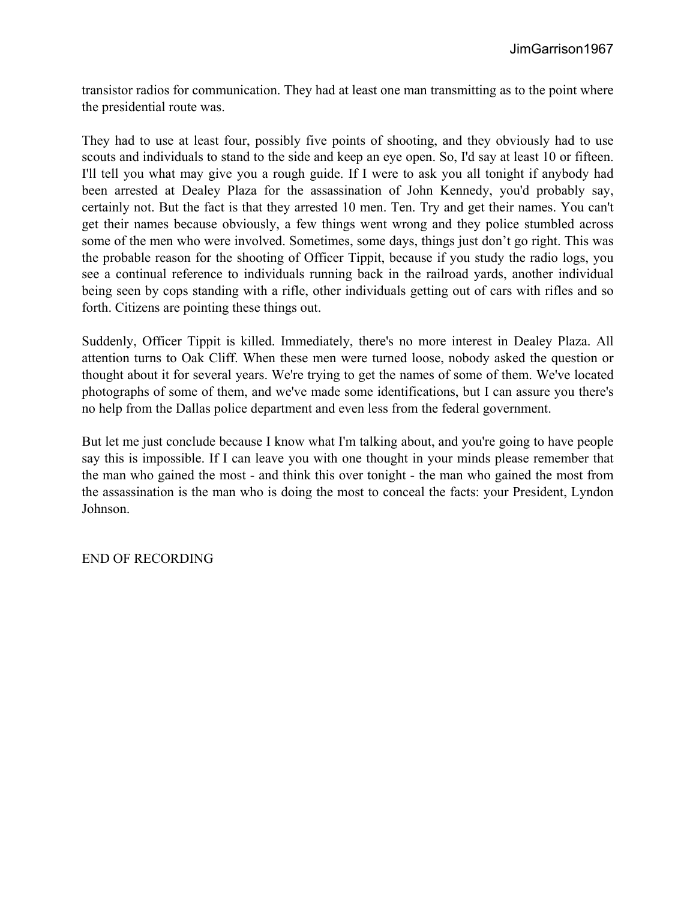transistor radios for communication. They had at least one man transmitting as to the point where the presidential route was.

They had to use at least four, possibly five points of shooting, and they obviously had to use scouts and individuals to stand to the side and keep an eye open. So, I'd say at least 10 or fifteen. I'll tell you what may give you a rough guide. If I were to ask you all tonight if anybody had been arrested at Dealey Plaza for the assassination of John Kennedy, you'd probably say, certainly not. But the fact is that they arrested 10 men. Ten. Try and get their names. You can't get their names because obviously, a few things went wrong and they police stumbled across some of the men who were involved. Sometimes, some days, things just don't go right. This was the probable reason for the shooting of Officer Tippit, because if you study the radio logs, you see a continual reference to individuals running back in the railroad yards, another individual being seen by cops standing with a rifle, other individuals getting out of cars with rifles and so forth. Citizens are pointing these things out.

Suddenly, Officer Tippit is killed. Immediately, there's no more interest in Dealey Plaza. All attention turns to Oak Cliff. When these men were turned loose, nobody asked the question or thought about it for several years. We're trying to get the names of some of them. We've located photographs of some of them, and we've made some identifications, but I can assure you there's no help from the Dallas police department and even less from the federal government.

But let me just conclude because I know what I'm talking about, and you're going to have people say this is impossible. If I can leave you with one thought in your minds please remember that the man who gained the most - and think this over tonight - the man who gained the most from the assassination is the man who is doing the most to conceal the facts: your President, Lyndon Johnson.

END OF RECORDING